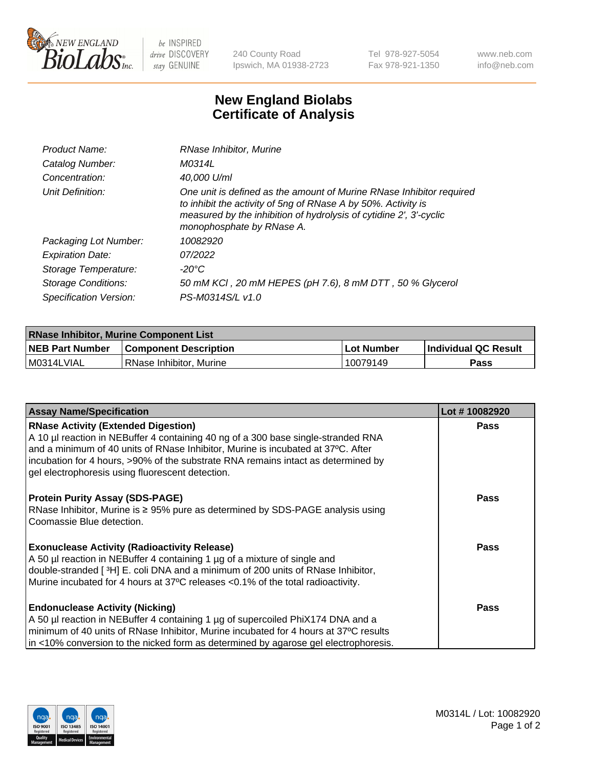# New England Biolabs Certificate of Analysis

| | |
|---|---|
| *Product Name:* | *RNase Inhibitor, Murine* |
| *Catalog Number:* | *M0314L* |
| *Concentration:* | *40,000 U/ml* |
| *Unit Definition:* | *One unit is defined as the amount of Murine RNase Inhibitor required to inhibit the activity of 5ng of RNase A by 50%. Activity is measured by the inhibition of hydrolysis of cytidine 2', 3'-cyclic monophosphate by RNase A.* |
| *Packaging Lot Number:* | *10082920* |
| *Expiration Date:* | *07/2022* |
| *Storage Temperature:* | *-20°C* |
| *Storage Conditions:* | *50 mM KCl , 20 mM HEPES (pH 7.6), 8 mM DTT , 50 % Glycerol* |
| *Specification Version:* | *PS-M0314S/L v1.0* |

| RNase Inhibitor, Murine Component List | | | |
|---|---|---|---|
| **NEB Part Number** | **Component Description** | **Lot Number** | **Individual QC Result** |
| M0314LVIAL | RNase Inhibitor, Murine | 10079149 | **Pass** |

| Assay Name/Specification | Lot # 10082920 |
|---|---|
| **RNase Activity (Extended Digestion)** A 10 µl reaction in NEBuffer 4 containing 40 ng of a 300 base single-stranded RNA and a minimum of 40 units of RNase Inhibitor, Murine is incubated at 37ºC. After incubation for 4 hours, >90% of the substrate RNA remains intact as determined by gel electrophoresis using fluorescent detection. | **Pass** |
| **Protein Purity Assay (SDS-PAGE)** RNase Inhibitor, Murine is ≥ 95% pure as determined by SDS-PAGE analysis using Coomassie Blue detection. | **Pass** |
| **Exonuclease Activity (Radioactivity Release)** A 50 µl reaction in NEBuffer 4 containing 1 µg of a mixture of single and double-stranded [ $^{3}$H] E. coli DNA and a minimum of 200 units of RNase Inhibitor, Murine incubated for 4 hours at 37ºC releases <0.1% of the total radioactivity. | **Pass** |
| **Endonuclease Activity (Nicking)** A 50 µl reaction in NEBuffer 4 containing 1 µg of supercoiled PhiX174 DNA and a minimum of 40 units of RNase Inhibitor, Murine incubated for 4 hours at 37ºC results in <10% conversion to the nicked form as determined by agarose gel electrophoresis. | **Pass** |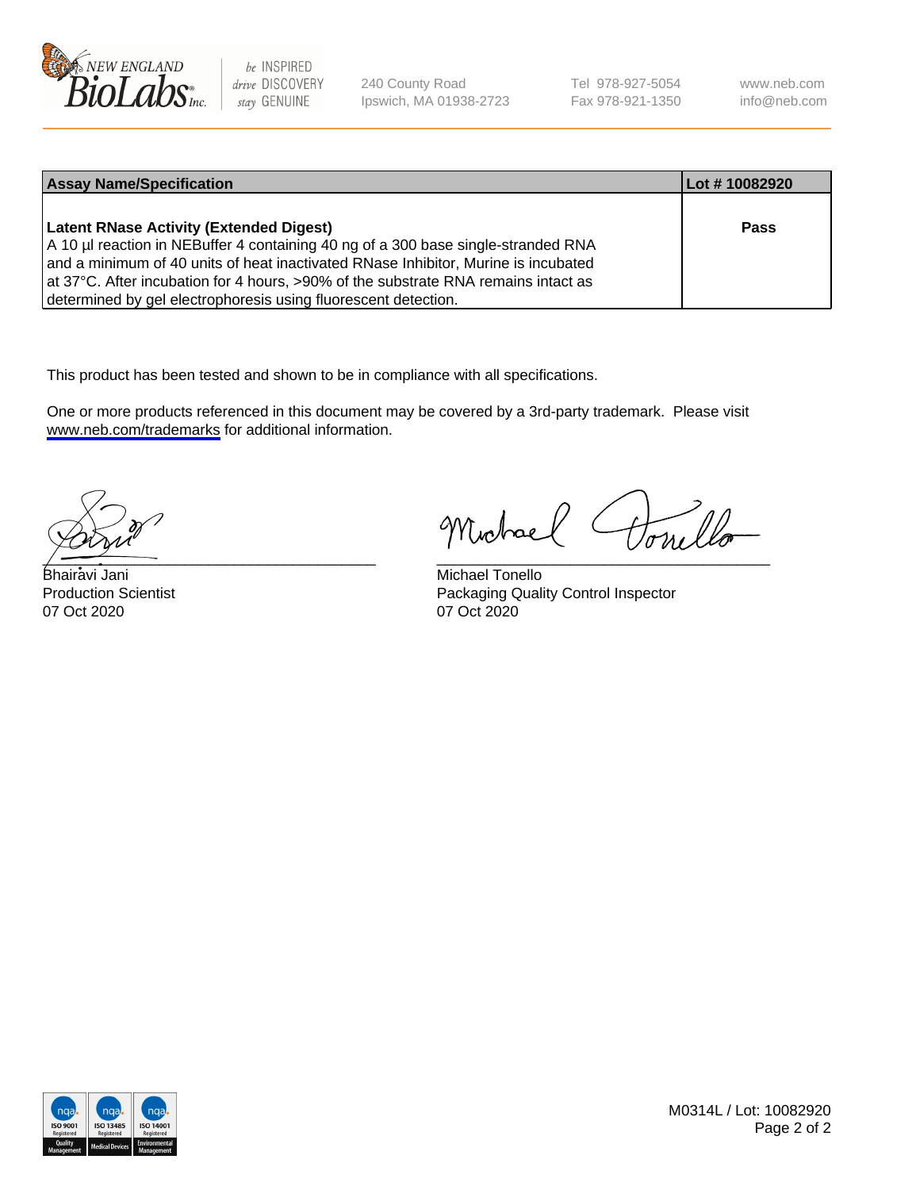NEW ENGLAND BioLabs Inc. — be INSPIRED drive DISCOVERY stay GENUINE

240 County Road
Ipswich, MA 01938-2723

Tel 978-927-5054
Fax 978-921-1350

www.neb.com
info@neb.com

| Assay Name/Specification | Lot # 10082920 |
| --- | --- |
| **Latent RNase Activity (Extended Digest)**<br>A 10 µl reaction in NEBuffer 4 containing 40 ng of a 300 base single-stranded RNA and a minimum of 40 units of heat inactivated RNase Inhibitor, Murine is incubated at 37°C. After incubation for 4 hours, >90% of the substrate RNA remains intact as determined by gel electrophoresis using fluorescent detection. | **Pass** |

This product has been tested and shown to be in compliance with all specifications.

One or more products referenced in this document may be covered by a 3rd-party trademark. Please visit www.neb.com/trademarks for additional information.

Bhairavi Jani
Production Scientist
07 Oct 2020

Michael Tonello
Packaging Quality Control Inspector
07 Oct 2020

ISO 9001 Registered Quality Management | ISO 13485 Registered Medical Devices | ISO 14001 Registered Environmental Management

M0314L / Lot: 10082920